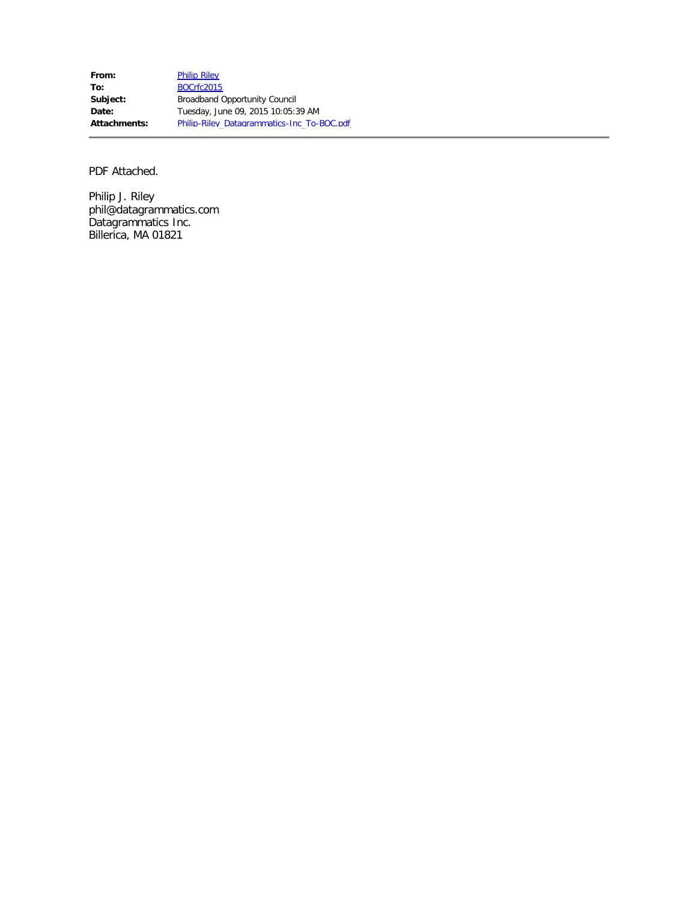| **From:** | Philip Riley |
|---|---|
| **To:** | BOCrfc2015 |
| **Subject:** | Broadband Opportunity Council |
| **Date:** | Tuesday, June 09, 2015 10:05:39 AM |
| **Attachments:** | Philip-Riley_Datagrammatics-Inc_To-BOC.pdf |

---

PDF Attached.

Philip J. Riley
phil@datagrammatics.com
Datagrammatics Inc.
Billerica, MA 01821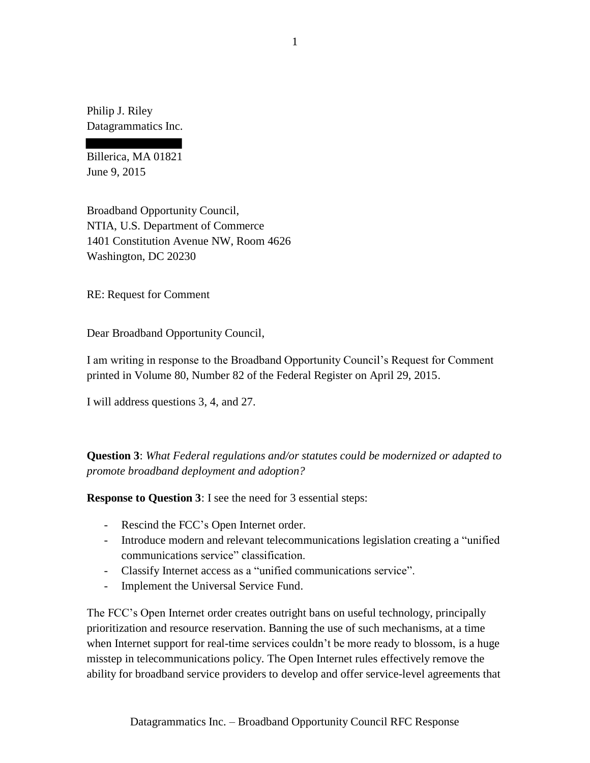Philip J. Riley
Datagrammatics Inc.

Billerica, MA 01821
June 9, 2015

Broadband Opportunity Council,
NTIA, U.S. Department of Commerce
1401 Constitution Avenue NW, Room 4626
Washington, DC 20230

RE: Request for Comment

Dear Broadband Opportunity Council,

I am writing in response to the Broadband Opportunity Council's Request for Comment printed in Volume 80, Number 82 of the Federal Register on April 29, 2015.

I will address questions 3, 4, and 27.

**Question 3**: *What Federal regulations and/or statutes could be modernized or adapted to promote broadband deployment and adoption?*

**Response to Question 3**: I see the need for 3 essential steps:

- Rescind the FCC's Open Internet order.
- Introduce modern and relevant telecommunications legislation creating a "unified communications service" classification.
- Classify Internet access as a "unified communications service".
- Implement the Universal Service Fund.

The FCC's Open Internet order creates outright bans on useful technology, principally prioritization and resource reservation. Banning the use of such mechanisms, at a time when Internet support for real-time services couldn't be more ready to blossom, is a huge misstep in telecommunications policy. The Open Internet rules effectively remove the ability for broadband service providers to develop and offer service-level agreements that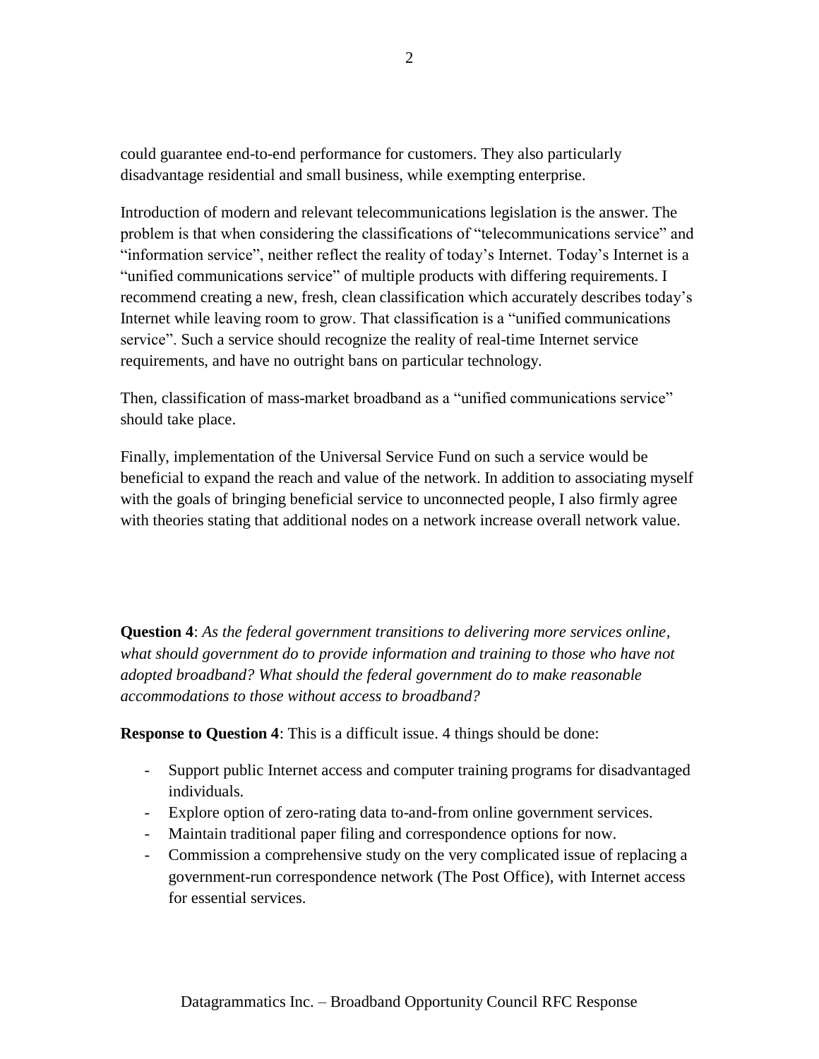could guarantee end-to-end performance for customers. They also particularly disadvantage residential and small business, while exempting enterprise.

Introduction of modern and relevant telecommunications legislation is the answer. The problem is that when considering the classifications of "telecommunications service" and "information service", neither reflect the reality of today's Internet. Today's Internet is a "unified communications service" of multiple products with differing requirements. I recommend creating a new, fresh, clean classification which accurately describes today's Internet while leaving room to grow. That classification is a "unified communications service". Such a service should recognize the reality of real-time Internet service requirements, and have no outright bans on particular technology.

Then, classification of mass-market broadband as a "unified communications service" should take place.

Finally, implementation of the Universal Service Fund on such a service would be beneficial to expand the reach and value of the network. In addition to associating myself with the goals of bringing beneficial service to unconnected people, I also firmly agree with theories stating that additional nodes on a network increase overall network value.

**Question 4**: *As the federal government transitions to delivering more services online, what should government do to provide information and training to those who have not adopted broadband? What should the federal government do to make reasonable accommodations to those without access to broadband?*

**Response to Question 4**: This is a difficult issue. 4 things should be done:

- Support public Internet access and computer training programs for disadvantaged individuals.
- Explore option of zero-rating data to-and-from online government services.
- Maintain traditional paper filing and correspondence options for now.
- Commission a comprehensive study on the very complicated issue of replacing a government-run correspondence network (The Post Office), with Internet access for essential services.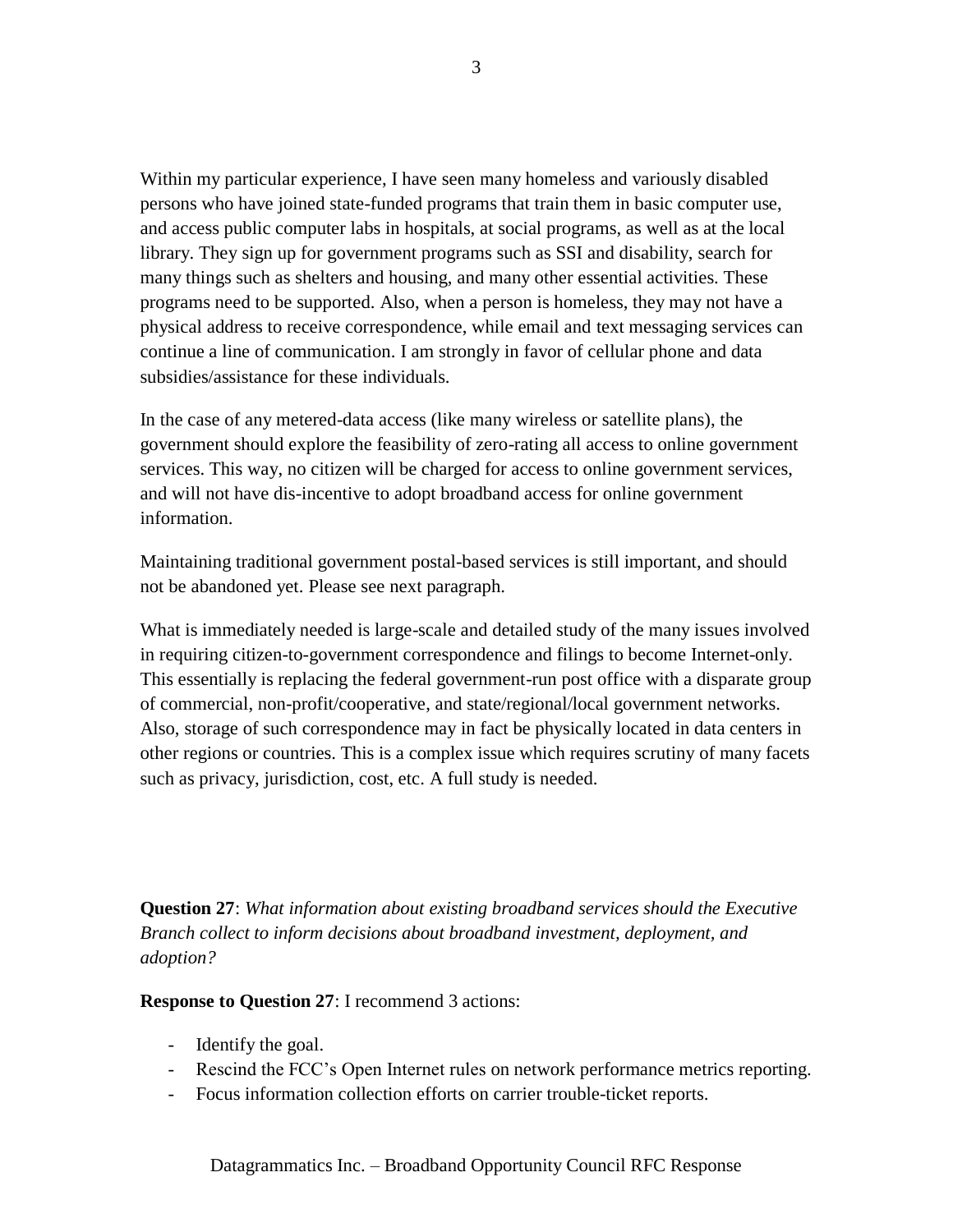Within my particular experience, I have seen many homeless and variously disabled persons who have joined state-funded programs that train them in basic computer use, and access public computer labs in hospitals, at social programs, as well as at the local library. They sign up for government programs such as SSI and disability, search for many things such as shelters and housing, and many other essential activities. These programs need to be supported. Also, when a person is homeless, they may not have a physical address to receive correspondence, while email and text messaging services can continue a line of communication. I am strongly in favor of cellular phone and data subsidies/assistance for these individuals.

In the case of any metered-data access (like many wireless or satellite plans), the government should explore the feasibility of zero-rating all access to online government services. This way, no citizen will be charged for access to online government services, and will not have dis-incentive to adopt broadband access for online government information.

Maintaining traditional government postal-based services is still important, and should not be abandoned yet. Please see next paragraph.

What is immediately needed is large-scale and detailed study of the many issues involved in requiring citizen-to-government correspondence and filings to become Internet-only. This essentially is replacing the federal government-run post office with a disparate group of commercial, non-profit/cooperative, and state/regional/local government networks. Also, storage of such correspondence may in fact be physically located in data centers in other regions or countries. This is a complex issue which requires scrutiny of many facets such as privacy, jurisdiction, cost, etc. A full study is needed.

**Question 27**: *What information about existing broadband services should the Executive Branch collect to inform decisions about broadband investment, deployment, and adoption?*

**Response to Question 27**: I recommend 3 actions:

- Identify the goal.
- Rescind the FCC's Open Internet rules on network performance metrics reporting.
- Focus information collection efforts on carrier trouble-ticket reports.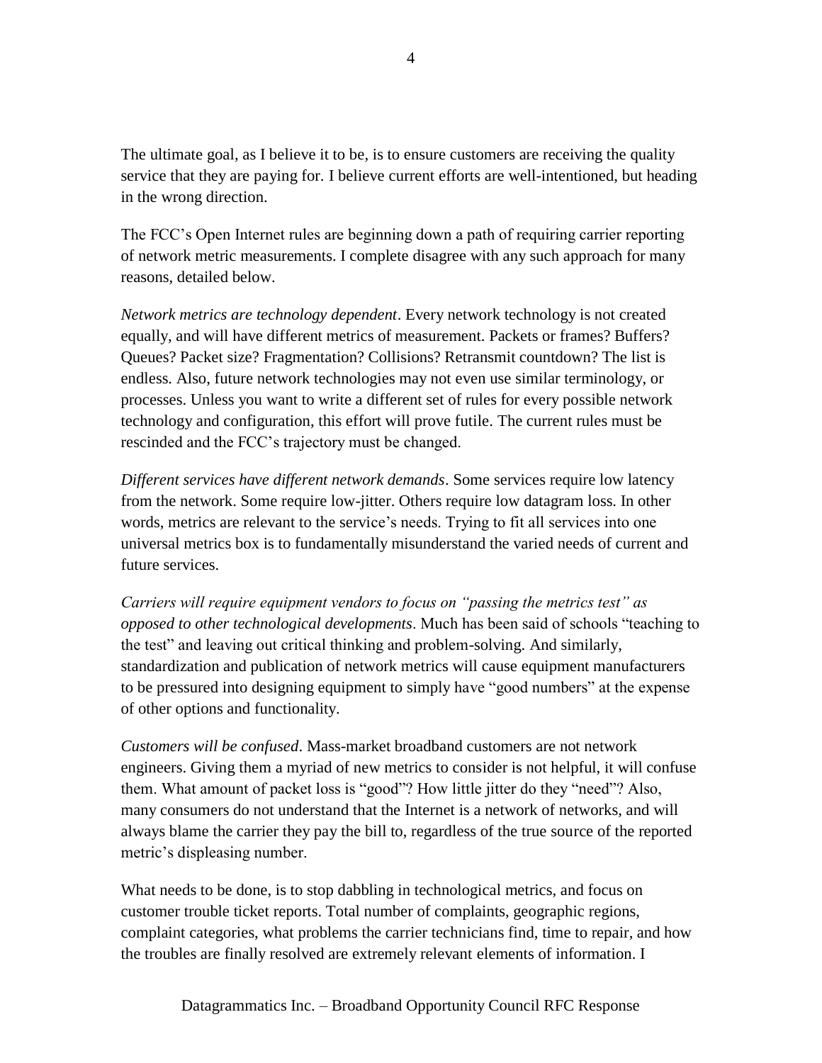The ultimate goal, as I believe it to be, is to ensure customers are receiving the quality service that they are paying for. I believe current efforts are well-intentioned, but heading in the wrong direction.

The FCC's Open Internet rules are beginning down a path of requiring carrier reporting of network metric measurements. I complete disagree with any such approach for many reasons, detailed below.

*Network metrics are technology dependent*. Every network technology is not created equally, and will have different metrics of measurement. Packets or frames? Buffers? Queues? Packet size? Fragmentation? Collisions? Retransmit countdown? The list is endless. Also, future network technologies may not even use similar terminology, or processes. Unless you want to write a different set of rules for every possible network technology and configuration, this effort will prove futile. The current rules must be rescinded and the FCC's trajectory must be changed.

*Different services have different network demands*. Some services require low latency from the network. Some require low-jitter. Others require low datagram loss. In other words, metrics are relevant to the service's needs. Trying to fit all services into one universal metrics box is to fundamentally misunderstand the varied needs of current and future services.

*Carriers will require equipment vendors to focus on "passing the metrics test" as opposed to other technological developments*. Much has been said of schools "teaching to the test" and leaving out critical thinking and problem-solving. And similarly, standardization and publication of network metrics will cause equipment manufacturers to be pressured into designing equipment to simply have "good numbers" at the expense of other options and functionality.

*Customers will be confused*. Mass-market broadband customers are not network engineers. Giving them a myriad of new metrics to consider is not helpful, it will confuse them. What amount of packet loss is "good"? How little jitter do they "need"? Also, many consumers do not understand that the Internet is a network of networks, and will always blame the carrier they pay the bill to, regardless of the true source of the reported metric's displeasing number.

What needs to be done, is to stop dabbling in technological metrics, and focus on customer trouble ticket reports. Total number of complaints, geographic regions, complaint categories, what problems the carrier technicians find, time to repair, and how the troubles are finally resolved are extremely relevant elements of information. I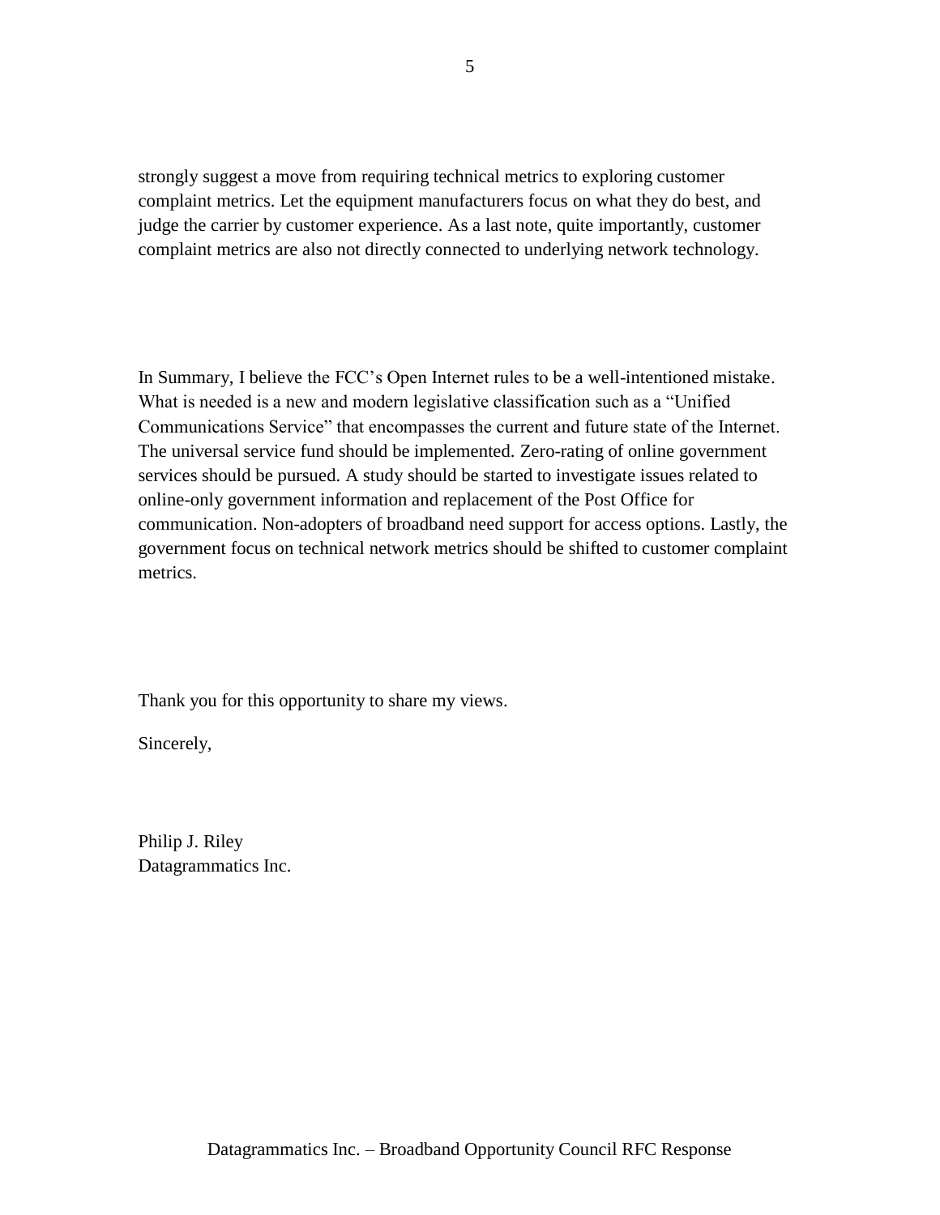strongly suggest a move from requiring technical metrics to exploring customer complaint metrics. Let the equipment manufacturers focus on what they do best, and judge the carrier by customer experience. As a last note, quite importantly, customer complaint metrics are also not directly connected to underlying network technology.

In Summary, I believe the FCC's Open Internet rules to be a well-intentioned mistake. What is needed is a new and modern legislative classification such as a "Unified Communications Service" that encompasses the current and future state of the Internet. The universal service fund should be implemented. Zero-rating of online government services should be pursued. A study should be started to investigate issues related to online-only government information and replacement of the Post Office for communication. Non-adopters of broadband need support for access options. Lastly, the government focus on technical network metrics should be shifted to customer complaint metrics.

Thank you for this opportunity to share my views.

Sincerely,

Philip J. Riley
Datagrammatics Inc.